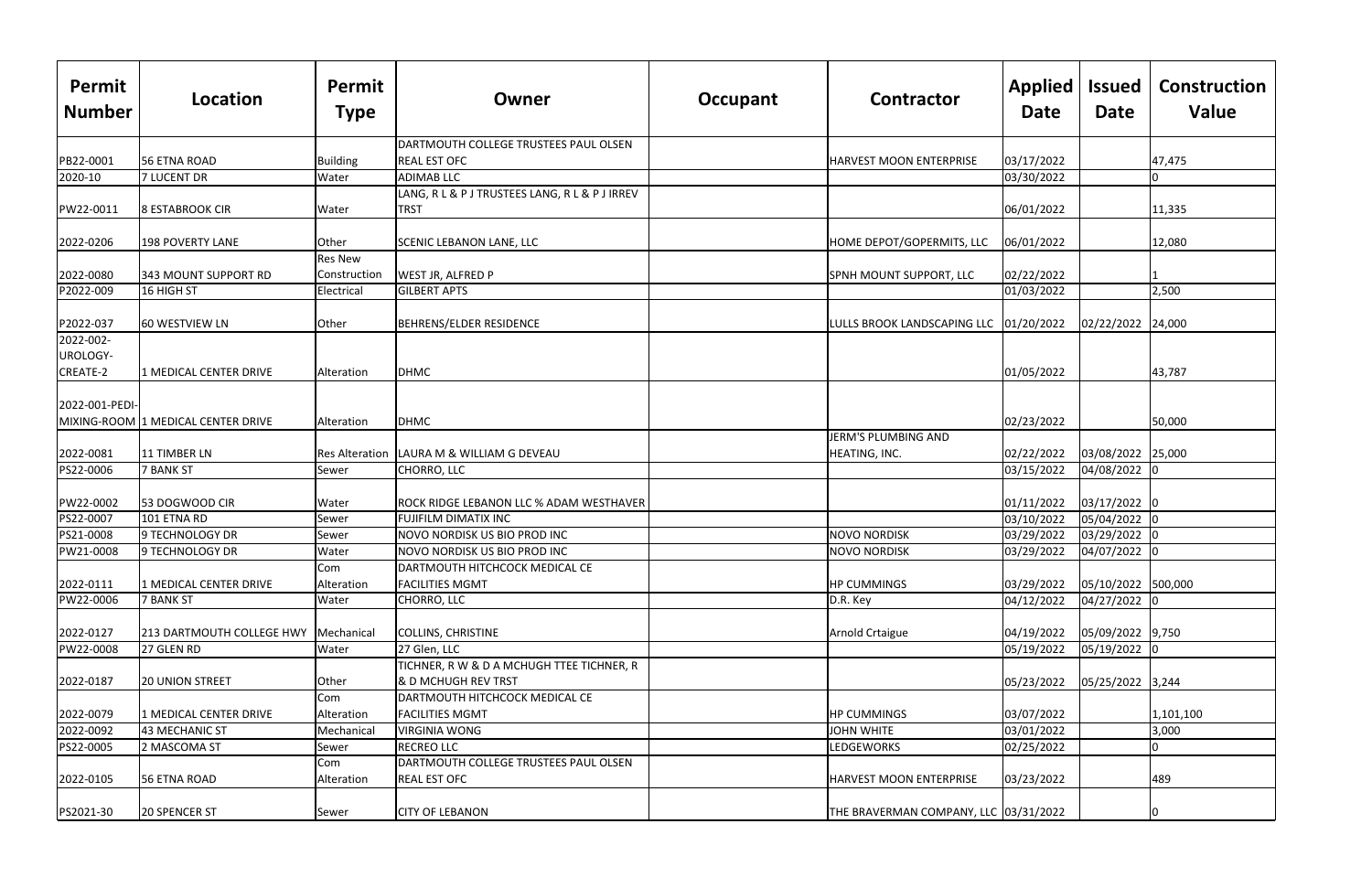| Permit Number | Location | Permit Type | Owner | Occupant | Contractor | Applied Date | Issued Date | Construction Value |
|---|---|---|---|---|---|---|---|---|
| PB22-0001 | 56 ETNA ROAD | Building | DARTMOUTH COLLEGE TRUSTEES PAUL OLSEN REAL EST OFC | | HARVEST MOON ENTERPRISE | 03/17/2022 | | 47,475 |
| 2020-10 | 7 LUCENT DR | Water | ADIMAB LLC | | | 03/30/2022 | | 0 |
| PW22-0011 | 8 ESTABROOK CIR | Water | LANG, R L & P J TRUSTEES LANG, R L & P J IRREV TRST | | | 06/01/2022 | | 11,335 |
| 2022-0206 | 198 POVERTY LANE | Other | SCENIC LEBANON LANE, LLC | | HOME DEPOT/GOPERMITS, LLC | 06/01/2022 | | 12,080 |
| 2022-0080 | 343 MOUNT SUPPORT RD | Res New Construction | WEST JR, ALFRED P | | SPNH MOUNT SUPPORT, LLC | 02/22/2022 | | 1 |
| P2022-009 | 16 HIGH ST | Electrical | GILBERT APTS | | | 01/03/2022 | | 2,500 |
| P2022-037 | 60 WESTVIEW LN | Other | BEHRENS/ELDER RESIDENCE | | LULLS BROOK LANDSCAPING LLC | 01/20/2022 | 02/22/2022 | 24,000 |
| 2022-002-UROLOGY-CREATE-2 | 1 MEDICAL CENTER DRIVE | Alteration | DHMC | | | 01/05/2022 | | 43,787 |
| 2022-001-PEDI-MIXING-ROOM | 1 MEDICAL CENTER DRIVE | Alteration | DHMC | | | 02/23/2022 | | 50,000 |
| 2022-0081 | 11 TIMBER LN | Res Alteration | LAURA M & WILLIAM G DEVEAU | | JERM'S PLUMBING AND HEATING, INC. | 02/22/2022 | 03/08/2022 | 25,000 |
| PS22-0006 | 7 BANK ST | Sewer | CHORRO, LLC | | | 03/15/2022 | 04/08/2022 | 0 |
| PW22-0002 | 53 DOGWOOD CIR | Water | ROCK RIDGE LEBANON LLC % ADAM WESTHAVER | | | 01/11/2022 | 03/17/2022 | 0 |
| PS22-0007 | 101 ETNA RD | Sewer | FUJIFILM DIMATIX INC | | | 03/10/2022 | 05/04/2022 | 0 |
| PS21-0008 | 9 TECHNOLOGY DR | Sewer | NOVO NORDISK US BIO PROD INC | | NOVO NORDISK | 03/29/2022 | 03/29/2022 | 0 |
| PW21-0008 | 9 TECHNOLOGY DR | Water | NOVO NORDISK US BIO PROD INC | | NOVO NORDISK | 03/29/2022 | 04/07/2022 | 0 |
| 2022-0111 | 1 MEDICAL CENTER DRIVE | Com Alteration | DARTMOUTH HITCHCOCK MEDICAL CE FACILITIES MGMT | | HP CUMMINGS | 03/29/2022 | 05/10/2022 | 500,000 |
| PW22-0006 | 7 BANK ST | Water | CHORRO, LLC | | D.R. Key | 04/12/2022 | 04/27/2022 | 0 |
| 2022-0127 | 213 DARTMOUTH COLLEGE HWY | Mechanical | COLLINS, CHRISTINE | | Arnold Crtaigue | 04/19/2022 | 05/09/2022 | 9,750 |
| PW22-0008 | 27 GLEN RD | Water | 27 Glen, LLC | | | 05/19/2022 | 05/19/2022 | 0 |
| 2022-0187 | 20 UNION STREET | Other | TICHNER, R W & D A MCHUGH TTEE TICHNER, R & D MCHUGH REV TRST | | | 05/23/2022 | 05/25/2022 | 3,244 |
| 2022-0079 | 1 MEDICAL CENTER DRIVE | Com Alteration | DARTMOUTH HITCHCOCK MEDICAL CE FACILITIES MGMT | | HP CUMMINGS | 03/07/2022 | | 1,101,100 |
| 2022-0092 | 43 MECHANIC ST | Mechanical | VIRGINIA WONG | | JOHN WHITE | 03/01/2022 | | 3,000 |
| PS22-0005 | 2 MASCOMA ST | Sewer | RECREO LLC | | LEDGEWORKS | 02/25/2022 | | 0 |
| 2022-0105 | 56 ETNA ROAD | Com Alteration | DARTMOUTH COLLEGE TRUSTEES PAUL OLSEN REAL EST OFC | | HARVEST MOON ENTERPRISE | 03/23/2022 | | 489 |
| PS2021-30 | 20 SPENCER ST | Sewer | CITY OF LEBANON | | THE BRAVERMAN COMPANY, LLC | 03/31/2022 | | 0 |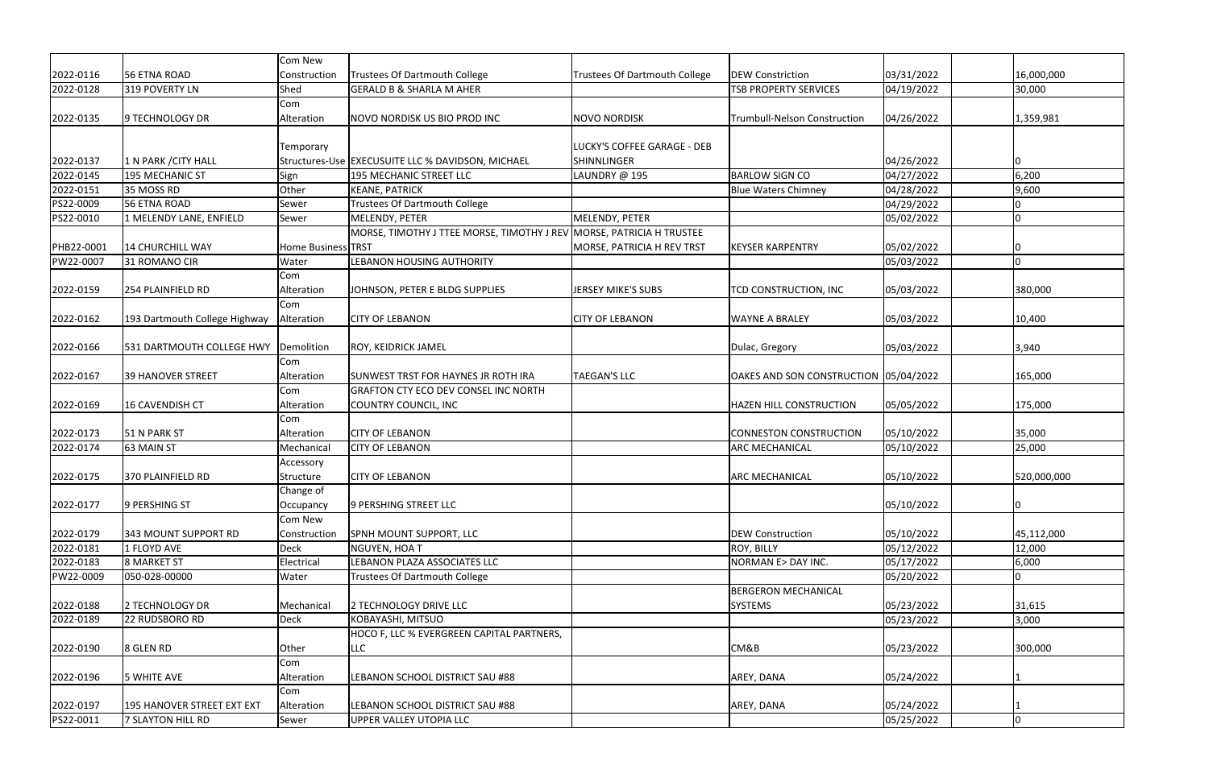| | | | | | | | | |
|---|---|---|---|---|---|---|---|---|
| 2022-0116 | 56 ETNA ROAD | Com New Construction | Trustees Of Dartmouth College | Trustees Of Dartmouth College | DEW Constriction | 03/31/2022 | | 16,000,000 |
| 2022-0128 | 319 POVERTY LN | Shed | GERALD B & SHARLA M AHER | | TSB PROPERTY SERVICES | 04/19/2022 | | 30,000 |
| 2022-0135 | 9 TECHNOLOGY DR | Com Alteration | NOVO NORDISK US BIO PROD INC | NOVO NORDISK | Trumbull-Nelson Construction | 04/26/2022 | | 1,359,981 |
| 2022-0137 | 1 N PARK /CITY HALL | Temporary Structures-Use | EXECUSUITE LLC % DAVIDSON, MICHAEL | LUCKY'S COFFEE GARAGE - DEB SHINNLINGER | | 04/26/2022 | | 0 |
| 2022-0145 | 195 MECHANIC ST | Sign | 195 MECHANIC STREET LLC | LAUNDRY @ 195 | BARLOW SIGN CO | 04/27/2022 | | 6,200 |
| 2022-0151 | 35 MOSS RD | Other | KEANE, PATRICK | | Blue Waters Chimney | 04/28/2022 | | 9,600 |
| PS22-0009 | 56 ETNA ROAD | Sewer | Trustees Of Dartmouth College | | | 04/29/2022 | | 0 |
| PS22-0010 | 1 MELENDY LANE, ENFIELD | Sewer | MELENDY, PETER | MELENDY, PETER | | 05/02/2022 | | 0 |
| PHB22-0001 | 14 CHURCHILL WAY | Home Business | MORSE, TIMOTHY J TTEE MORSE, TIMOTHY J REV TRST | MORSE, PATRICIA H TRUSTEE MORSE, PATRICIA H REV TRST | KEYSER KARPENTRY | 05/02/2022 | | 0 |
| PW22-0007 | 31 ROMANO CIR | Water | LEBANON HOUSING AUTHORITY | | | 05/03/2022 | | 0 |
| 2022-0159 | 254 PLAINFIELD RD | Com Alteration | JOHNSON, PETER E BLDG SUPPLIES | JERSEY MIKE'S SUBS | TCD CONSTRUCTION, INC | 05/03/2022 | | 380,000 |
| 2022-0162 | 193 Dartmouth College Highway | Com Alteration | CITY OF LEBANON | CITY OF LEBANON | WAYNE A BRALEY | 05/03/2022 | | 10,400 |
| 2022-0166 | 531 DARTMOUTH COLLEGE HWY | Demolition | ROY, KEIDRICK JAMEL | | Dulac, Gregory | 05/03/2022 | | 3,940 |
| 2022-0167 | 39 HANOVER STREET | Com Alteration | SUNWEST TRST FOR HAYNES JR ROTH IRA | TAEGAN'S LLC | OAKES AND SON CONSTRUCTION | 05/04/2022 | | 165,000 |
| 2022-0169 | 16 CAVENDISH CT | Com Alteration | GRAFTON CTY ECO DEV CONSEL INC NORTH COUNTRY COUNCIL, INC | | HAZEN HILL CONSTRUCTION | 05/05/2022 | | 175,000 |
| 2022-0173 | 51 N PARK ST | Com Alteration | CITY OF LEBANON | | CONNESTON CONSTRUCTION | 05/10/2022 | | 35,000 |
| 2022-0174 | 63 MAIN ST | Mechanical | CITY OF LEBANON | | ARC MECHANICAL | 05/10/2022 | | 25,000 |
| 2022-0175 | 370 PLAINFIELD RD | Accessory Structure | CITY OF LEBANON | | ARC MECHANICAL | 05/10/2022 | | 520,000,000 |
| 2022-0177 | 9 PERSHING ST | Change of Occupancy | 9 PERSHING STREET LLC | | | 05/10/2022 | | 0 |
| 2022-0179 | 343 MOUNT SUPPORT RD | Com New Construction | SPNH MOUNT SUPPORT, LLC | | DEW Construction | 05/10/2022 | | 45,112,000 |
| 2022-0181 | 1 FLOYD AVE | Deck | NGUYEN, HOA T | | ROY, BILLY | 05/12/2022 | | 12,000 |
| 2022-0183 | 8 MARKET ST | Electrical | LEBANON PLAZA ASSOCIATES LLC | | NORMAN E> DAY INC. | 05/17/2022 | | 6,000 |
| PW22-0009 | 050-028-00000 | Water | Trustees Of Dartmouth College | | | 05/20/2022 | | 0 |
| 2022-0188 | 2 TECHNOLOGY DR | Mechanical | 2 TECHNOLOGY DRIVE LLC | | BERGERON MECHANICAL SYSTEMS | 05/23/2022 | | 31,615 |
| 2022-0189 | 22 RUDSBORO RD | Deck | KOBAYASHI, MITSUO | | | 05/23/2022 | | 3,000 |
| 2022-0190 | 8 GLEN RD | Other | HOCO F, LLC % EVERGREEN CAPITAL PARTNERS, LLC | | CM&B | 05/23/2022 | | 300,000 |
| 2022-0196 | 5 WHITE AVE | Com Alteration | LEBANON SCHOOL DISTRICT SAU #88 | | AREY, DANA | 05/24/2022 | | 1 |
| 2022-0197 | 195 HANOVER STREET EXT EXT | Com Alteration | LEBANON SCHOOL DISTRICT SAU #88 | | AREY, DANA | 05/24/2022 | | 1 |
| PS22-0011 | 7 SLAYTON HILL RD | Sewer | UPPER VALLEY UTOPIA LLC | | | 05/25/2022 | | 0 |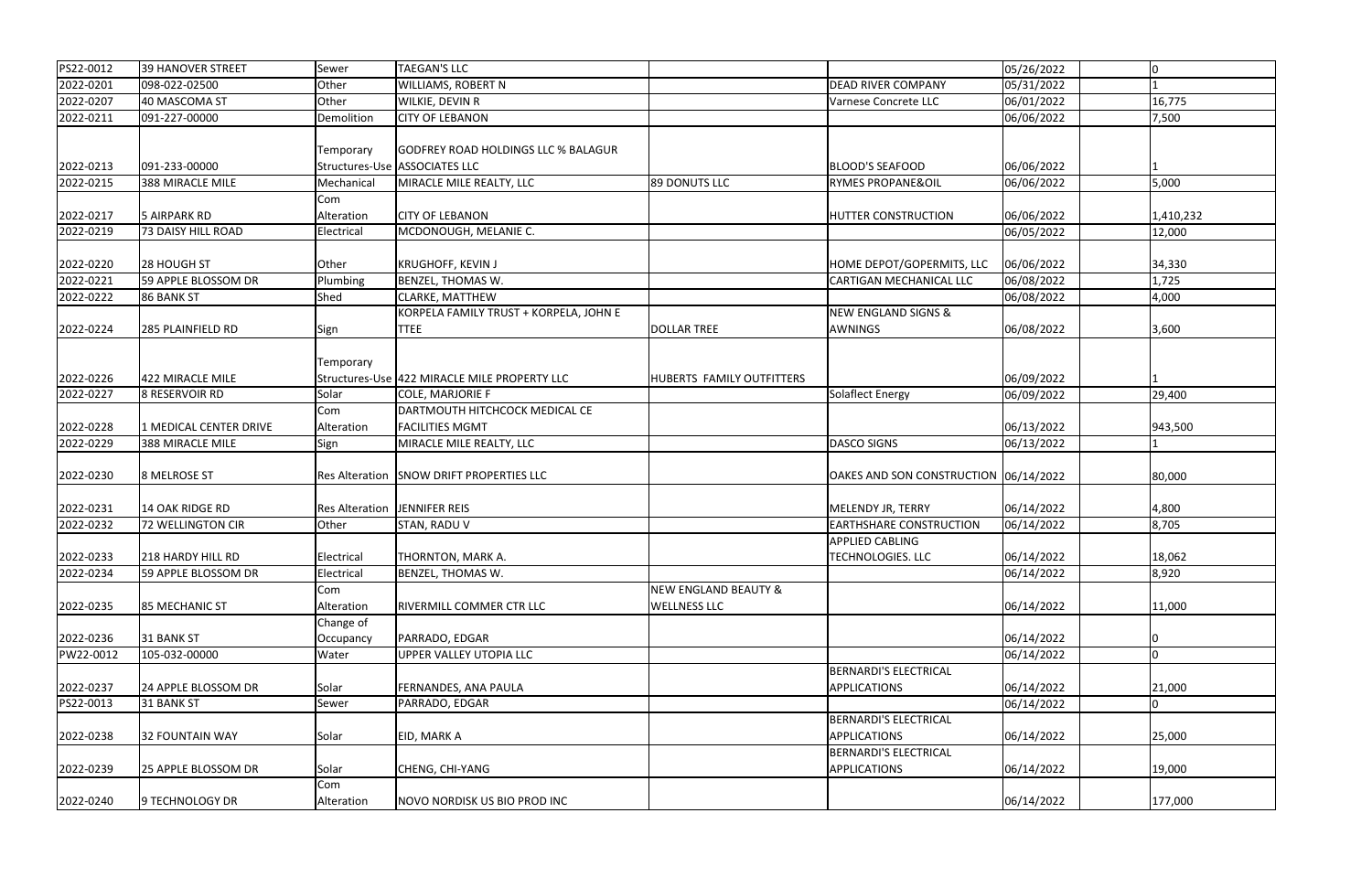| | | | | | | | | |
|---|---|---|---|---|---|---|---|---|
| PS22-0012 | 39 HANOVER STREET | Sewer | TAEGAN'S LLC | | | 05/26/2022 | | 0 |
| 2022-0201 | 098-022-02500 | Other | WILLIAMS, ROBERT N | | DEAD RIVER COMPANY | 05/31/2022 | | 1 |
| 2022-0207 | 40 MASCOMA ST | Other | WILKIE, DEVIN R | | Varnese Concrete LLC | 06/01/2022 | | 16,775 |
| 2022-0211 | 091-227-00000 | Demolition | CITY OF LEBANON | | | 06/06/2022 | | 7,500 |
| 2022-0213 | 091-233-00000 | Temporary Structures-Use | GODFREY ROAD HOLDINGS LLC % BALAGUR ASSOCIATES LLC | | BLOOD'S SEAFOOD | 06/06/2022 | | 1 |
| 2022-0215 | 388 MIRACLE MILE | Mechanical | MIRACLE MILE REALTY, LLC | 89 DONUTS LLC | RYMES PROPANE&OIL | 06/06/2022 | | 5,000 |
| 2022-0217 | 5 AIRPARK RD | Com Alteration | CITY OF LEBANON | | HUTTER CONSTRUCTION | 06/06/2022 | | 1,410,232 |
| 2022-0219 | 73 DAISY HILL ROAD | Electrical | MCDONOUGH, MELANIE C. | | | 06/05/2022 | | 12,000 |
| 2022-0220 | 28 HOUGH ST | Other | KRUGHOFF, KEVIN J | | HOME DEPOT/GOPERMITS, LLC | 06/06/2022 | | 34,330 |
| 2022-0221 | 59 APPLE BLOSSOM DR | Plumbing | BENZEL, THOMAS W. | | CARTIGAN MECHANICAL LLC | 06/08/2022 | | 1,725 |
| 2022-0222 | 86 BANK ST | Shed | CLARKE, MATTHEW | | | 06/08/2022 | | 4,000 |
| 2022-0224 | 285 PLAINFIELD RD | Sign | KORPELA FAMILY TRUST + KORPELA, JOHN E TTEE | DOLLAR TREE | NEW ENGLAND SIGNS & AWNINGS | 06/08/2022 | | 3,600 |
| 2022-0226 | 422 MIRACLE MILE | Temporary Structures-Use | 422 MIRACLE MILE PROPERTY LLC | HUBERTS FAMILY OUTFITTERS | | 06/09/2022 | | 1 |
| 2022-0227 | 8 RESERVOIR RD | Solar | COLE, MARJORIE F | | Solaflect Energy | 06/09/2022 | | 29,400 |
| 2022-0228 | 1 MEDICAL CENTER DRIVE | Com Alteration | DARTMOUTH HITCHCOCK MEDICAL CE FACILITIES MGMT | | | 06/13/2022 | | 943,500 |
| 2022-0229 | 388 MIRACLE MILE | Sign | MIRACLE MILE REALTY, LLC | | DASCO SIGNS | 06/13/2022 | | 1 |
| 2022-0230 | 8 MELROSE ST | Res Alteration | SNOW DRIFT PROPERTIES LLC | | OAKES AND SON CONSTRUCTION | 06/14/2022 | | 80,000 |
| 2022-0231 | 14 OAK RIDGE RD | Res Alteration | JENNIFER REIS | | MELENDY JR, TERRY | 06/14/2022 | | 4,800 |
| 2022-0232 | 72 WELLINGTON CIR | Other | STAN, RADU V | | EARTHSHARE CONSTRUCTION | 06/14/2022 | | 8,705 |
| 2022-0233 | 218 HARDY HILL RD | Electrical | THORNTON, MARK A. | | APPLIED CABLING TECHNOLOGIES. LLC | 06/14/2022 | | 18,062 |
| 2022-0234 | 59 APPLE BLOSSOM DR | Electrical | BENZEL, THOMAS W. | | | 06/14/2022 | | 8,920 |
| 2022-0235 | 85 MECHANIC ST | Com Alteration | RIVERMILL COMMER CTR LLC | NEW ENGLAND BEAUTY & WELLNESS LLC | | 06/14/2022 | | 11,000 |
| 2022-0236 | 31 BANK ST | Change of Occupancy | PARRADO, EDGAR | | | 06/14/2022 | | 0 |
| PW22-0012 | 105-032-00000 | Water | UPPER VALLEY UTOPIA LLC | | | 06/14/2022 | | 0 |
| 2022-0237 | 24 APPLE BLOSSOM DR | Solar | FERNANDES, ANA PAULA | | BERNARDI'S ELECTRICAL APPLICATIONS | 06/14/2022 | | 21,000 |
| PS22-0013 | 31 BANK ST | Sewer | PARRADO, EDGAR | | | 06/14/2022 | | 0 |
| 2022-0238 | 32 FOUNTAIN WAY | Solar | EID, MARK A | | BERNARDI'S ELECTRICAL APPLICATIONS | 06/14/2022 | | 25,000 |
| 2022-0239 | 25 APPLE BLOSSOM DR | Solar | CHENG, CHI-YANG | | BERNARDI'S ELECTRICAL APPLICATIONS | 06/14/2022 | | 19,000 |
| 2022-0240 | 9 TECHNOLOGY DR | Com Alteration | NOVO NORDISK US BIO PROD INC | | | 06/14/2022 | | 177,000 |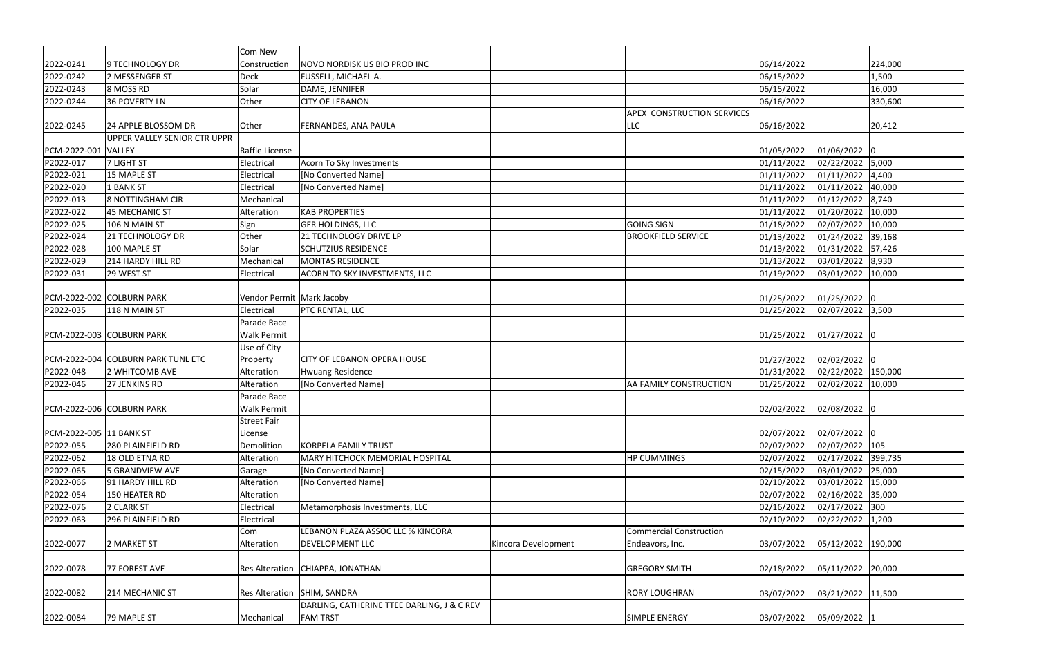| | | | | | | | | |
|---|---|---|---|---|---|---|---|---|
| 2022-0241 | 9 TECHNOLOGY DR | Com New Construction | NOVO NORDISK US BIO PROD INC | | | 06/14/2022 | | 224,000 |
| 2022-0242 | 2 MESSENGER ST | Deck | FUSSELL, MICHAEL A. | | | 06/15/2022 | | 1,500 |
| 2022-0243 | 8 MOSS RD | Solar | DAME, JENNIFER | | | 06/15/2022 | | 16,000 |
| 2022-0244 | 36 POVERTY LN | Other | CITY OF LEBANON | | | 06/16/2022 | | 330,600 |
| 2022-0245 | 24 APPLE BLOSSOM DR | Other | FERNANDES, ANA PAULA | | APEX CONSTRUCTION SERVICES LLC | 06/16/2022 | | 20,412 |
| PCM-2022-001 | UPPER VALLEY SENIOR CTR UPPR VALLEY | Raffle License | | | | 01/05/2022 | 01/06/2022 | 0 |
| P2022-017 | 7 LIGHT ST | Electrical | Acorn To Sky Investments | | | 01/11/2022 | 02/22/2022 | 5,000 |
| P2022-021 | 15 MAPLE ST | Electrical | [No Converted Name] | | | 01/11/2022 | 01/11/2022 | 4,400 |
| P2022-020 | 1 BANK ST | Electrical | [No Converted Name] | | | 01/11/2022 | 01/11/2022 | 40,000 |
| P2022-013 | 8 NOTTINGHAM CIR | Mechanical | | | | 01/11/2022 | 01/12/2022 | 8,740 |
| P2022-022 | 45 MECHANIC ST | Alteration | KAB PROPERTIES | | | 01/11/2022 | 01/20/2022 | 10,000 |
| P2022-025 | 106 N MAIN ST | Sign | GER HOLDINGS, LLC | | GOING SIGN | 01/18/2022 | 02/07/2022 | 10,000 |
| P2022-024 | 21 TECHNOLOGY DR | Other | 21 TECHNOLOGY DRIVE LP | | BROOKFIELD SERVICE | 01/13/2022 | 01/24/2022 | 39,168 |
| P2022-028 | 100 MAPLE ST | Solar | SCHUTZIUS RESIDENCE | | | 01/13/2022 | 01/31/2022 | 57,426 |
| P2022-029 | 214 HARDY HILL RD | Mechanical | MONTAS RESIDENCE | | | 01/13/2022 | 03/01/2022 | 8,930 |
| P2022-031 | 29 WEST ST | Electrical | ACORN TO SKY INVESTMENTS, LLC | | | 01/19/2022 | 03/01/2022 | 10,000 |
| PCM-2022-002 | COLBURN PARK | Vendor Permit | Mark Jacoby | | | 01/25/2022 | 01/25/2022 | 0 |
| P2022-035 | 118 N MAIN ST | Electrical | PTC RENTAL, LLC | | | 01/25/2022 | 02/07/2022 | 3,500 |
| PCM-2022-003 | COLBURN PARK | Parade Race Walk Permit | | | | 01/25/2022 | 01/27/2022 | 0 |
| PCM-2022-004 | COLBURN PARK TUNL ETC | Use of City Property | CITY OF LEBANON OPERA HOUSE | | | 01/27/2022 | 02/02/2022 | 0 |
| P2022-048 | 2 WHITCOMB AVE | Alteration | Hwuang Residence | | | 01/31/2022 | 02/22/2022 | 150,000 |
| P2022-046 | 27 JENKINS RD | Alteration | [No Converted Name] | | AA FAMILY CONSTRUCTION | 01/25/2022 | 02/02/2022 | 10,000 |
| PCM-2022-006 | COLBURN PARK | Parade Race Walk Permit | | | | 02/02/2022 | 02/08/2022 | 0 |
| PCM-2022-005 | 11 BANK ST | Street Fair License | | | | 02/07/2022 | 02/07/2022 | 0 |
| P2022-055 | 280 PLAINFIELD RD | Demolition | KORPELA FAMILY TRUST | | | 02/07/2022 | 02/07/2022 | 105 |
| P2022-062 | 18 OLD ETNA RD | Alteration | MARY HITCHCOCK MEMORIAL HOSPITAL | | HP CUMMINGS | 02/07/2022 | 02/17/2022 | 399,735 |
| P2022-065 | 5 GRANDVIEW AVE | Garage | [No Converted Name] | | | 02/15/2022 | 03/01/2022 | 25,000 |
| P2022-066 | 91 HARDY HILL RD | Alteration | [No Converted Name] | | | 02/10/2022 | 03/01/2022 | 15,000 |
| P2022-054 | 150 HEATER RD | Alteration | | | | 02/07/2022 | 02/16/2022 | 35,000 |
| P2022-076 | 2 CLARK ST | Electrical | Metamorphosis Investments, LLC | | | 02/16/2022 | 02/17/2022 | 300 |
| P2022-063 | 296 PLAINFIELD RD | Electrical | | | | 02/10/2022 | 02/22/2022 | 1,200 |
| 2022-0077 | 2 MARKET ST | Com Alteration | LEBANON PLAZA ASSOC LLC % KINCORA DEVELOPMENT LLC | Kincora Development | Commercial Construction Endeavors, Inc. | 03/07/2022 | 05/12/2022 | 190,000 |
| 2022-0078 | 77 FOREST AVE | Res Alteration | CHIAPPA, JONATHAN | | GREGORY SMITH | 02/18/2022 | 05/11/2022 | 20,000 |
| 2022-0082 | 214 MECHANIC ST | Res Alteration | SHIM, SANDRA | | RORY LOUGHRAN | 03/07/2022 | 03/21/2022 | 11,500 |
| 2022-0084 | 79 MAPLE ST | Mechanical | DARLING, CATHERINE TTEE DARLING, J & C REV FAM TRST | | SIMPLE ENERGY | 03/07/2022 | 05/09/2022 | 1 |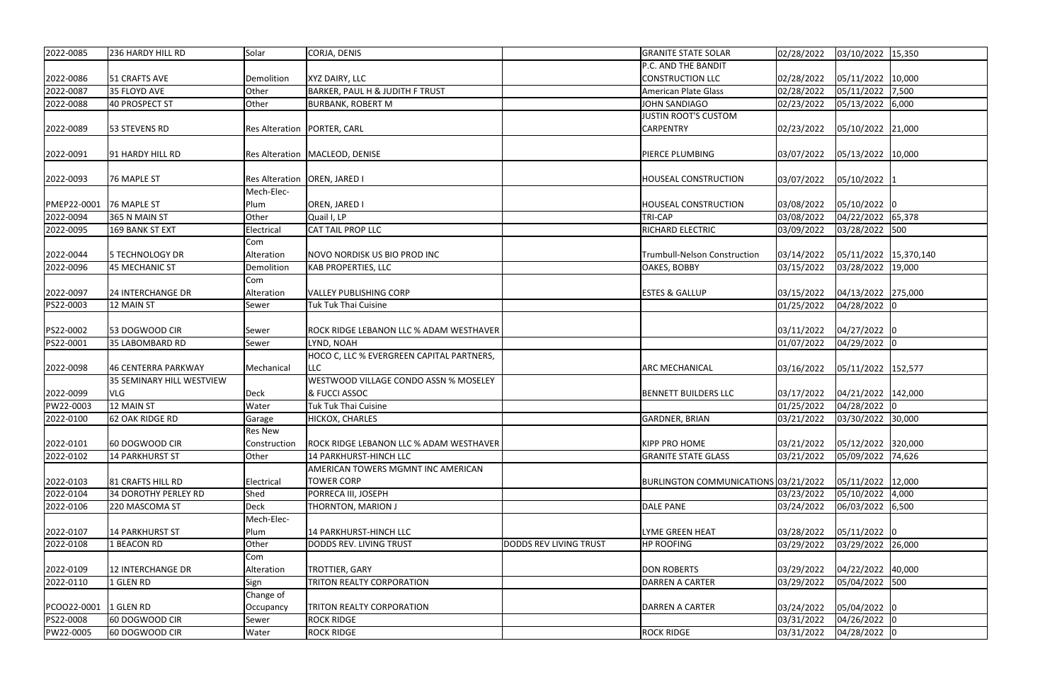| 2022-0085 | 236 HARDY HILL RD | Solar | CORJA, DENIS | | GRANITE STATE SOLAR | 02/28/2022 | 03/10/2022 | 15,350 |
|---|---|---|---|---|---|---|---|---|
| 2022-0086 | 51 CRAFTS AVE | Demolition | XYZ DAIRY, LLC | | P.C. AND THE BANDIT CONSTRUCTION LLC | 02/28/2022 | 05/11/2022 | 10,000 |
| 2022-0087 | 35 FLOYD AVE | Other | BARKER, PAUL H & JUDITH F TRUST | | American Plate Glass | 02/28/2022 | 05/11/2022 | 7,500 |
| 2022-0088 | 40 PROSPECT ST | Other | BURBANK, ROBERT M | | JOHN SANDIAGO | 02/23/2022 | 05/13/2022 | 6,000 |
| 2022-0089 | 53 STEVENS RD | Res Alteration | PORTER, CARL | | JUSTIN ROOT'S CUSTOM CARPENTRY | 02/23/2022 | 05/10/2022 | 21,000 |
| 2022-0091 | 91 HARDY HILL RD | Res Alteration | MACLEOD, DENISE | | PIERCE PLUMBING | 03/07/2022 | 05/13/2022 | 10,000 |
| 2022-0093 | 76 MAPLE ST | Res Alteration | OREN, JARED I | | HOUSEAL CONSTRUCTION | 03/07/2022 | 05/10/2022 | 1 |
| PMEP22-0001 | 76 MAPLE ST | Mech-Elec-Plum | OREN, JARED I | | HOUSEAL CONSTRUCTION | 03/08/2022 | 05/10/2022 | 0 |
| 2022-0094 | 365 N MAIN ST | Other | Quail I, LP | | TRI-CAP | 03/08/2022 | 04/22/2022 | 65,378 |
| 2022-0095 | 169 BANK ST EXT | Electrical | CAT TAIL PROP LLC | | RICHARD ELECTRIC | 03/09/2022 | 03/28/2022 | 500 |
| 2022-0044 | 5 TECHNOLOGY DR | Com Alteration | NOVO NORDISK US BIO PROD INC | | Trumbull-Nelson Construction | 03/14/2022 | 05/11/2022 | 15,370,140 |
| 2022-0096 | 45 MECHANIC ST | Demolition | KAB PROPERTIES, LLC | | OAKES, BOBBY | 03/15/2022 | 03/28/2022 | 19,000 |
| 2022-0097 | 24 INTERCHANGE DR | Com Alteration | VALLEY PUBLISHING CORP | | ESTES & GALLUP | 03/15/2022 | 04/13/2022 | 275,000 |
| PS22-0003 | 12 MAIN ST | Sewer | Tuk Tuk Thai Cuisine | | | 01/25/2022 | 04/28/2022 | 0 |
| PS22-0002 | 53 DOGWOOD CIR | Sewer | ROCK RIDGE LEBANON LLC % ADAM WESTHAVER | | | 03/11/2022 | 04/27/2022 | 0 |
| PS22-0001 | 35 LABOMBARD RD | Sewer | LYND, NOAH | | | 01/07/2022 | 04/29/2022 | 0 |
| 2022-0098 | 46 CENTERRA PARKWAY | Mechanical | HOCO C, LLC % EVERGREEN CAPITAL PARTNERS, LLC | | ARC MECHANICAL | 03/16/2022 | 05/11/2022 | 152,577 |
| 2022-0099 | 35 SEMINARY HILL WESTVIEW VLG | Deck | WESTWOOD VILLAGE CONDO ASSN % MOSELEY & FUCCI ASSOC | | BENNETT BUILDERS LLC | 03/17/2022 | 04/21/2022 | 142,000 |
| PW22-0003 | 12 MAIN ST | Water | Tuk Tuk Thai Cuisine | | | 01/25/2022 | 04/28/2022 | 0 |
| 2022-0100 | 62 OAK RIDGE RD | Garage | HICKOX, CHARLES | | GARDNER, BRIAN | 03/21/2022 | 03/30/2022 | 30,000 |
| 2022-0101 | 60 DOGWOOD CIR | Res New Construction | ROCK RIDGE LEBANON LLC % ADAM WESTHAVER | | KIPP PRO HOME | 03/21/2022 | 05/12/2022 | 320,000 |
| 2022-0102 | 14 PARKHURST ST | Other | 14 PARKHURST-HINCH LLC | | GRANITE STATE GLASS | 03/21/2022 | 05/09/2022 | 74,626 |
| 2022-0103 | 81 CRAFTS HILL RD | Electrical | AMERICAN TOWERS MGMNT INC AMERICAN TOWER CORP | | BURLINGTON COMMUNICATIONS | 03/21/2022 | 05/11/2022 | 12,000 |
| 2022-0104 | 34 DOROTHY PERLEY RD | Shed | PORRECA III, JOSEPH | | | 03/23/2022 | 05/10/2022 | 4,000 |
| 2022-0106 | 220 MASCOMA ST | Deck | THORNTON, MARION J | | DALE PANE | 03/24/2022 | 06/03/2022 | 6,500 |
| 2022-0107 | 14 PARKHURST ST | Mech-Elec-Plum | 14 PARKHURST-HINCH LLC | | LYME GREEN HEAT | 03/28/2022 | 05/11/2022 | 0 |
| 2022-0108 | 1 BEACON RD | Other | DODDS REV. LIVING TRUST | DODDS REV LIVING TRUST | HP ROOFING | 03/29/2022 | 03/29/2022 | 26,000 |
| 2022-0109 | 12 INTERCHANGE DR | Com Alteration | TROTTIER, GARY | | DON ROBERTS | 03/29/2022 | 04/22/2022 | 40,000 |
| 2022-0110 | 1 GLEN RD | Sign | TRITON REALTY CORPORATION | | DARREN A CARTER | 03/29/2022 | 05/04/2022 | 500 |
| PCOO22-0001 | 1 GLEN RD | Change of Occupancy | TRITON REALTY CORPORATION | | DARREN A CARTER | 03/24/2022 | 05/04/2022 | 0 |
| PS22-0008 | 60 DOGWOOD CIR | Sewer | ROCK RIDGE | | | 03/31/2022 | 04/26/2022 | 0 |
| PW22-0005 | 60 DOGWOOD CIR | Water | ROCK RIDGE | | ROCK RIDGE | 03/31/2022 | 04/28/2022 | 0 |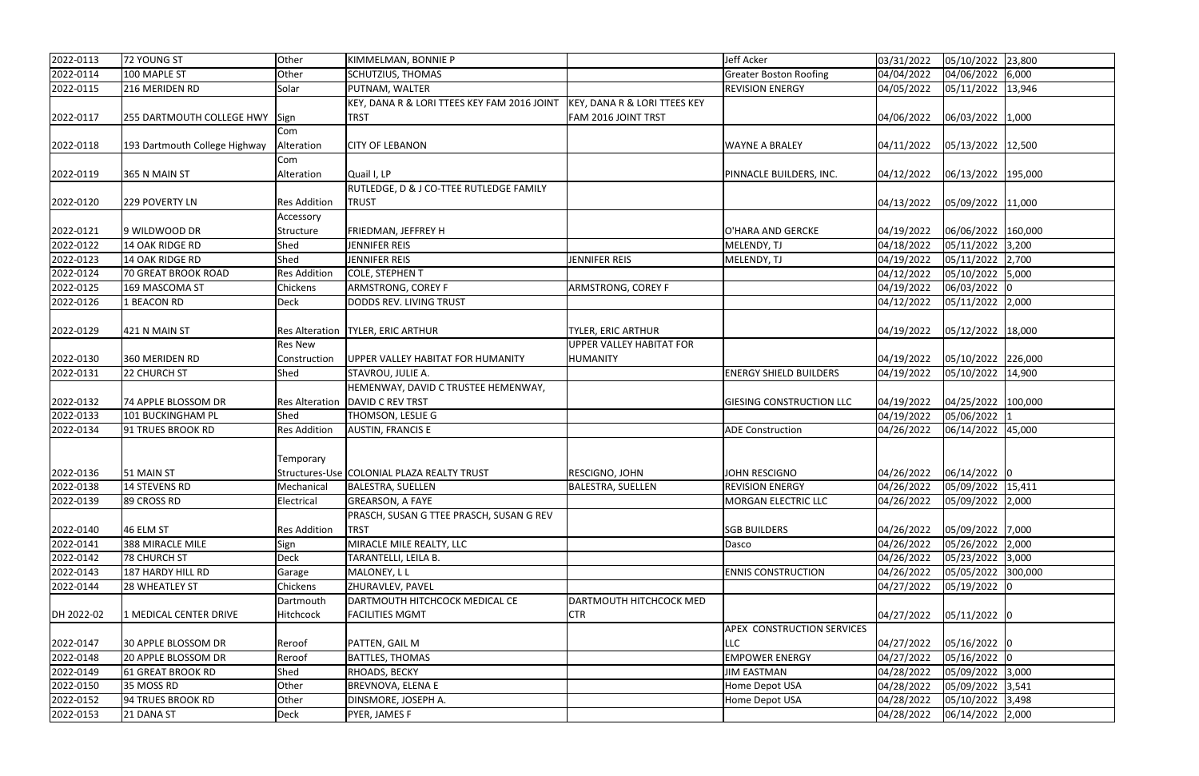| 2022-0113 | 72 YOUNG ST | Other | KIMMELMAN, BONNIE P | | Jeff Acker | 03/31/2022 | 05/10/2022 | 23,800 |
|---|---|---|---|---|---|---|---|---|
| 2022-0114 | 100 MAPLE ST | Other | SCHUTZIUS, THOMAS | | Greater Boston Roofing | 04/04/2022 | 04/06/2022 | 6,000 |
| 2022-0115 | 216 MERIDEN RD | Solar | PUTNAM, WALTER | | REVISION ENERGY | 04/05/2022 | 05/11/2022 | 13,946 |
| 2022-0117 | 255 DARTMOUTH COLLEGE HWY | Sign | KEY, DANA R & LORI TTEES KEY FAM 2016 JOINT TRST | KEY, DANA R & LORI TTEES KEY FAM 2016 JOINT TRST | | 04/06/2022 | 06/03/2022 | 1,000 |
| 2022-0118 | 193 Dartmouth College Highway | Com Alteration | CITY OF LEBANON | | WAYNE A BRALEY | 04/11/2022 | 05/13/2022 | 12,500 |
| 2022-0119 | 365 N MAIN ST | Com Alteration | Quail I, LP | | PINNACLE BUILDERS, INC. | 04/12/2022 | 06/13/2022 | 195,000 |
| 2022-0120 | 229 POVERTY LN | Res Addition | RUTLEDGE, D & J CO-TTEE RUTLEDGE FAMILY TRUST | | | 04/13/2022 | 05/09/2022 | 11,000 |
| 2022-0121 | 9 WILDWOOD DR | Accessory Structure | FRIEDMAN, JEFFREY H | | O'HARA AND GERCKE | 04/19/2022 | 06/06/2022 | 160,000 |
| 2022-0122 | 14 OAK RIDGE RD | Shed | JENNIFER REIS | | MELENDY, TJ | 04/18/2022 | 05/11/2022 | 3,200 |
| 2022-0123 | 14 OAK RIDGE RD | Shed | JENNIFER REIS | JENNIFER REIS | MELENDY, TJ | 04/19/2022 | 05/11/2022 | 2,700 |
| 2022-0124 | 70 GREAT BROOK ROAD | Res Addition | COLE, STEPHEN T | | | 04/12/2022 | 05/10/2022 | 5,000 |
| 2022-0125 | 169 MASCOMA ST | Chickens | ARMSTRONG, COREY F | ARMSTRONG, COREY F | | 04/19/2022 | 06/03/2022 | 0 |
| 2022-0126 | 1 BEACON RD | Deck | DODDS REV. LIVING TRUST | | | 04/12/2022 | 05/11/2022 | 2,000 |
| 2022-0129 | 421 N MAIN ST | Res Alteration | TYLER, ERIC ARTHUR | TYLER, ERIC ARTHUR | | 04/19/2022 | 05/12/2022 | 18,000 |
| 2022-0130 | 360 MERIDEN RD | Res New Construction | UPPER VALLEY HABITAT FOR HUMANITY | UPPER VALLEY HABITAT FOR HUMANITY | | 04/19/2022 | 05/10/2022 | 226,000 |
| 2022-0131 | 22 CHURCH ST | Shed | STAVROU, JULIE A. | | ENERGY SHIELD BUILDERS | 04/19/2022 | 05/10/2022 | 14,900 |
| 2022-0132 | 74 APPLE BLOSSOM DR | Res Alteration | HEMENWAY, DAVID C TRUSTEE HEMENWAY, DAVID C REV TRST | | GIESING CONSTRUCTION LLC | 04/19/2022 | 04/25/2022 | 100,000 |
| 2022-0133 | 101 BUCKINGHAM PL | Shed | THOMSON, LESLIE G | | | 04/19/2022 | 05/06/2022 | 1 |
| 2022-0134 | 91 TRUES BROOK RD | Res Addition | AUSTIN, FRANCIS E | | ADE Construction | 04/26/2022 | 06/14/2022 | 45,000 |
| 2022-0136 | 51 MAIN ST | Temporary Structures-Use | COLONIAL PLAZA REALTY TRUST | RESCIGNO, JOHN | JOHN RESCIGNO | 04/26/2022 | 06/14/2022 | 0 |
| 2022-0138 | 14 STEVENS RD | Mechanical | BALESTRA, SUELLEN | BALESTRA, SUELLEN | REVISION ENERGY | 04/26/2022 | 05/09/2022 | 15,411 |
| 2022-0139 | 89 CROSS RD | Electrical | GREARSON, A FAYE | | MORGAN ELECTRIC LLC | 04/26/2022 | 05/09/2022 | 2,000 |
| 2022-0140 | 46 ELM ST | Res Addition | PRASCH, SUSAN G TTEE PRASCH, SUSAN G REV TRST | | SGB BUILDERS | 04/26/2022 | 05/09/2022 | 7,000 |
| 2022-0141 | 388 MIRACLE MILE | Sign | MIRACLE MILE REALTY, LLC | | Dasco | 04/26/2022 | 05/26/2022 | 2,000 |
| 2022-0142 | 78 CHURCH ST | Deck | TARANTELLI, LEILA B. | | | 04/26/2022 | 05/23/2022 | 3,000 |
| 2022-0143 | 187 HARDY HILL RD | Garage | MALONEY, L L | | ENNIS CONSTRUCTION | 04/26/2022 | 05/05/2022 | 300,000 |
| 2022-0144 | 28 WHEATLEY ST | Chickens | ZHURAVLEV, PAVEL | | | 04/27/2022 | 05/19/2022 | 0 |
| DH 2022-02 | 1 MEDICAL CENTER DRIVE | Dartmouth Hitchcock | DARTMOUTH HITCHCOCK MEDICAL CE FACILITIES MGMT | DARTMOUTH HITCHCOCK MED CTR | | 04/27/2022 | 05/11/2022 | 0 |
| 2022-0147 | 30 APPLE BLOSSOM DR | Reroof | PATTEN, GAIL M | | APEX CONSTRUCTION SERVICES LLC | 04/27/2022 | 05/16/2022 | 0 |
| 2022-0148 | 20 APPLE BLOSSOM DR | Reroof | BATTLES, THOMAS | | EMPOWER ENERGY | 04/27/2022 | 05/16/2022 | 0 |
| 2022-0149 | 61 GREAT BROOK RD | Shed | RHOADS, BECKY | | JIM EASTMAN | 04/28/2022 | 05/09/2022 | 3,000 |
| 2022-0150 | 35 MOSS RD | Other | BREVNOVA, ELENA E | | Home Depot USA | 04/28/2022 | 05/09/2022 | 3,541 |
| 2022-0152 | 94 TRUES BROOK RD | Other | DINSMORE, JOSEPH A. | | Home Depot USA | 04/28/2022 | 05/10/2022 | 3,498 |
| 2022-0153 | 21 DANA ST | Deck | PYER, JAMES F | | | 04/28/2022 | 06/14/2022 | 2,000 |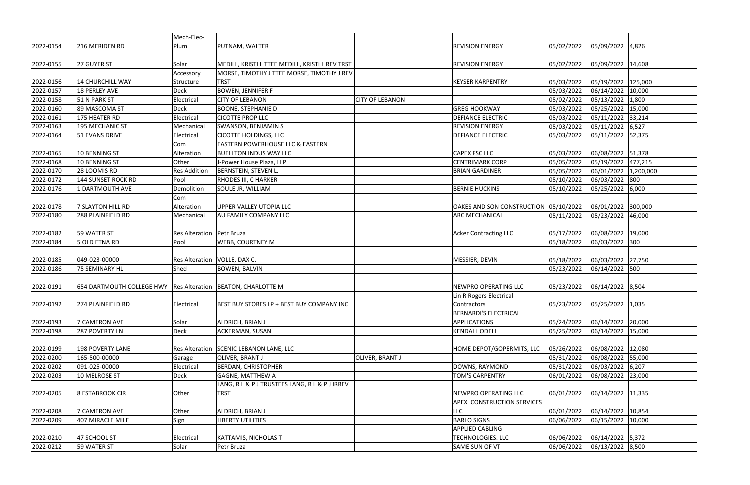| | | | | | | | | |
|---|---|---|---|---|---|---|---|---|
| 2022-0154 | 216 MERIDEN RD | Mech-Elec-Plum | PUTNAM, WALTER | | REVISION ENERGY | 05/02/2022 | 05/09/2022 | 4,826 |
| 2022-0155 | 27 GUYER ST | Solar | MEDILL, KRISTI L TTEE MEDILL, KRISTI L REV TRST | | REVISION ENERGY | 05/02/2022 | 05/09/2022 | 14,608 |
| 2022-0156 | 14 CHURCHILL WAY | Accessory Structure | MORSE, TIMOTHY J TTEE MORSE, TIMOTHY J REV TRST | | KEYSER KARPENTRY | 05/03/2022 | 05/19/2022 | 125,000 |
| 2022-0157 | 18 PERLEY AVE | Deck | BOWEN, JENNIFER F | | | 05/03/2022 | 06/14/2022 | 10,000 |
| 2022-0158 | 51 N PARK ST | Electrical | CITY OF LEBANON | CITY OF LEBANON | | 05/02/2022 | 05/13/2022 | 1,800 |
| 2022-0160 | 89 MASCOMA ST | Deck | BOONE, STEPHANIE D | | GREG HOOKWAY | 05/03/2022 | 05/25/2022 | 15,000 |
| 2022-0161 | 175 HEATER RD | Electrical | CICOTTE PROP LLC | | DEFIANCE ELECTRIC | 05/03/2022 | 05/11/2022 | 33,214 |
| 2022-0163 | 195 MECHANIC ST | Mechanical | SWANSON, BENJAMIN S | | REVISION ENERGY | 05/03/2022 | 05/11/2022 | 6,527 |
| 2022-0164 | 51 EVANS DRIVE | Electrical | CICOTTE HOLDINGS, LLC | | DEFIANCE ELECTRIC | 05/03/2022 | 05/11/2022 | 52,375 |
| 2022-0165 | 10 BENNING ST | Com Alteration | EASTERN POWERHOUSE LLC & EASTERN BUELLTON INDUS WAY LLC | | CAPEX FSC LLC | 05/03/2022 | 06/08/2022 | 51,378 |
| 2022-0168 | 10 BENNING ST | Other | J-Power House Plaza, LLP | | CENTRIMARK CORP | 05/05/2022 | 05/19/2022 | 477,215 |
| 2022-0170 | 28 LOOMIS RD | Res Addition | BERNSTEIN, STEVEN L. | | BRIAN GARDINER | 05/05/2022 | 06/01/2022 | 1,200,000 |
| 2022-0172 | 144 SUNSET ROCK RD | Pool | RHODES III, C HARKER | | | 05/10/2022 | 06/03/2022 | 800 |
| 2022-0176 | 1 DARTMOUTH AVE | Demolition | SOULE JR, WILLIAM | | BERNIE HUCKINS | 05/10/2022 | 05/25/2022 | 6,000 |
| 2022-0178 | 7 SLAYTON HILL RD | Com Alteration | UPPER VALLEY UTOPIA LLC | | OAKES AND SON CONSTRUCTION | 05/10/2022 | 06/01/2022 | 300,000 |
| 2022-0180 | 288 PLAINFIELD RD | Mechanical | AU FAMILY COMPANY LLC | | ARC MECHANICAL | 05/11/2022 | 05/23/2022 | 46,000 |
| 2022-0182 | 59 WATER ST | Res Alteration | Petr Bruza | | Acker Contracting LLC | 05/17/2022 | 06/08/2022 | 19,000 |
| 2022-0184 | 5 OLD ETNA RD | Pool | WEBB, COURTNEY M | | | 05/18/2022 | 06/03/2022 | 300 |
| 2022-0185 | 049-023-00000 | Res Alteration | VOLLE, DAX C. | | MESSIER, DEVIN | 05/18/2022 | 06/03/2022 | 27,750 |
| 2022-0186 | 75 SEMINARY HL | Shed | BOWEN, BALVIN | | | 05/23/2022 | 06/14/2022 | 500 |
| 2022-0191 | 654 DARTMOUTH COLLEGE HWY | Res Alteration | BEATON, CHARLOTTE M | | NEWPRO OPERATING LLC | 05/23/2022 | 06/14/2022 | 8,504 |
| 2022-0192 | 274 PLAINFIELD RD | Electrical | BEST BUY STORES LP + BEST BUY COMPANY INC | | Lin R Rogers Electrical Contractors | 05/23/2022 | 05/25/2022 | 1,035 |
| 2022-0193 | 7 CAMERON AVE | Solar | ALDRICH, BRIAN J | | BERNARDI'S ELECTRICAL APPLICATIONS | 05/24/2022 | 06/14/2022 | 20,000 |
| 2022-0198 | 287 POVERTY LN | Deck | ACKERMAN, SUSAN | | KENDALL ODELL | 05/25/2022 | 06/14/2022 | 15,000 |
| 2022-0199 | 198 POVERTY LANE | Res Alteration | SCENIC LEBANON LANE, LLC | | HOME DEPOT/GOPERMITS, LLC | 05/26/2022 | 06/08/2022 | 12,080 |
| 2022-0200 | 165-500-00000 | Garage | OLIVER, BRANT J | OLIVER, BRANT J | | 05/31/2022 | 06/08/2022 | 55,000 |
| 2022-0202 | 091-025-00000 | Electrical | BERDAN, CHRISTOPHER | | DOWNS, RAYMOND | 05/31/2022 | 06/03/2022 | 6,207 |
| 2022-0203 | 10 MELROSE ST | Deck | GAGNE, MATTHEW A | | TOM'S CARPENTRY | 06/01/2022 | 06/08/2022 | 23,000 |
| 2022-0205 | 8 ESTABROOK CIR | Other | LANG, R L & P J TRUSTEES LANG, R L & P J IRREV TRST | | NEWPRO OPERATING LLC | 06/01/2022 | 06/14/2022 | 11,335 |
| 2022-0208 | 7 CAMERON AVE | Other | ALDRICH, BRIAN J | | APEX CONSTRUCTION SERVICES LLC | 06/01/2022 | 06/14/2022 | 10,854 |
| 2022-0209 | 407 MIRACLE MILE | Sign | LIBERTY UTILITIES | | BARLO SIGNS | 06/06/2022 | 06/15/2022 | 10,000 |
| 2022-0210 | 47 SCHOOL ST | Electrical | KATTAMIS, NICHOLAS T | | APPLIED CABLING TECHNOLOGIES. LLC | 06/06/2022 | 06/14/2022 | 5,372 |
| 2022-0212 | 59 WATER ST | Solar | Petr Bruza | | SAME SUN OF VT | 06/06/2022 | 06/13/2022 | 8,500 |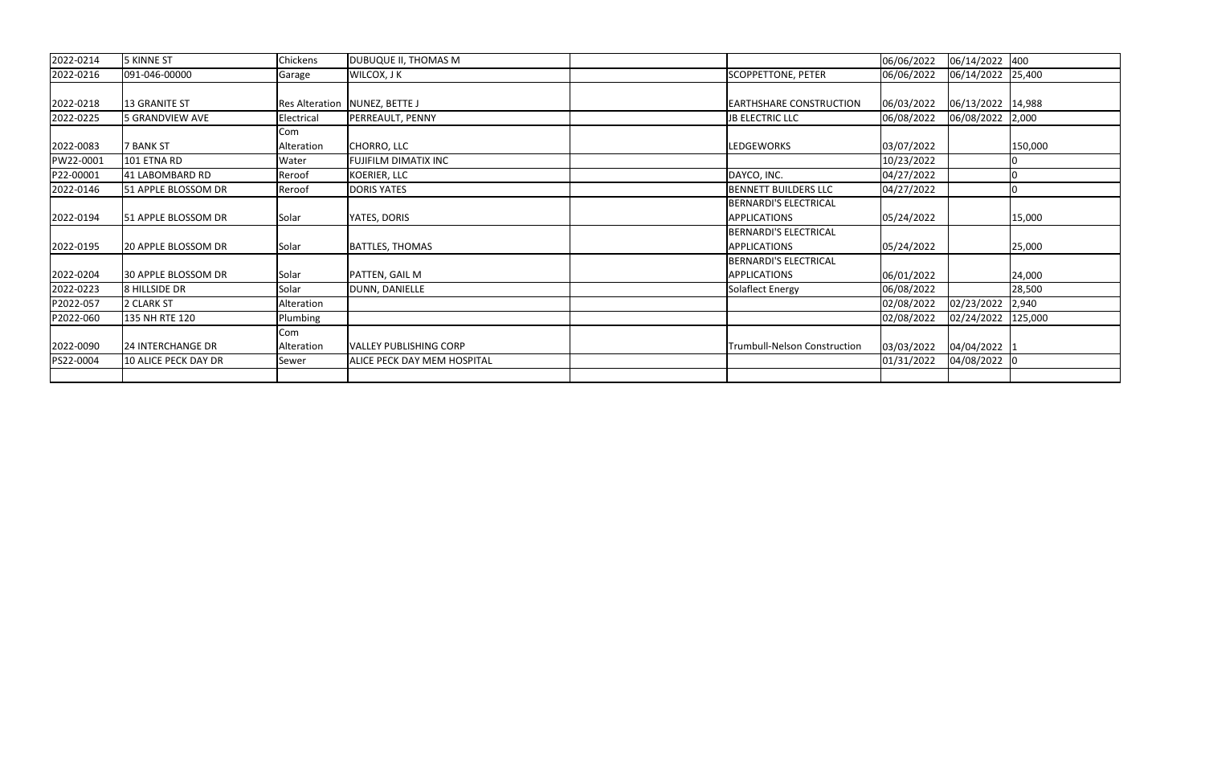| | | | | | | | | |
|---|---|---|---|---|---|---|---|---|
| 2022-0214 | 5 KINNE ST | Chickens | DUBUQUE II, THOMAS M | | | 06/06/2022 | 06/14/2022 | 400 |
| 2022-0216 | 091-046-00000 | Garage | WILCOX, J K | | SCOPPETTONE, PETER | 06/06/2022 | 06/14/2022 | 25,400 |
| 2022-0218 | 13 GRANITE ST | Res Alteration | NUNEZ, BETTE J | | EARTHSHARE CONSTRUCTION | 06/03/2022 | 06/13/2022 | 14,988 |
| 2022-0225 | 5 GRANDVIEW AVE | Electrical | PERREAULT, PENNY | | JB ELECTRIC LLC | 06/08/2022 | 06/08/2022 | 2,000 |
| 2022-0083 | 7 BANK ST | Com Alteration | CHORRO, LLC | | LEDGEWORKS | 03/07/2022 | | 150,000 |
| PW22-0001 | 101 ETNA RD | Water | FUJIFILM DIMATIX INC | | | 10/23/2022 | | 0 |
| P22-00001 | 41 LABOMBARD RD | Reroof | KOERIER, LLC | | DAYCO, INC. | 04/27/2022 | | 0 |
| 2022-0146 | 51 APPLE BLOSSOM DR | Reroof | DORIS YATES | | BENNETT BUILDERS LLC | 04/27/2022 | | 0 |
| 2022-0194 | 51 APPLE BLOSSOM DR | Solar | YATES, DORIS | | BERNARDI'S ELECTRICAL APPLICATIONS | 05/24/2022 | | 15,000 |
| 2022-0195 | 20 APPLE BLOSSOM DR | Solar | BATTLES, THOMAS | | BERNARDI'S ELECTRICAL APPLICATIONS | 05/24/2022 | | 25,000 |
| 2022-0204 | 30 APPLE BLOSSOM DR | Solar | PATTEN, GAIL M | | BERNARDI'S ELECTRICAL APPLICATIONS | 06/01/2022 | | 24,000 |
| 2022-0223 | 8 HILLSIDE DR | Solar | DUNN, DANIELLE | | Solaflect Energy | 06/08/2022 | | 28,500 |
| P2022-057 | 2 CLARK ST | Alteration | | | | 02/08/2022 | 02/23/2022 | 2,940 |
| P2022-060 | 135 NH RTE 120 | Plumbing | | | | 02/08/2022 | 02/24/2022 | 125,000 |
| 2022-0090 | 24 INTERCHANGE DR | Com Alteration | VALLEY PUBLISHING CORP | | Trumbull-Nelson Construction | 03/03/2022 | 04/04/2022 | 1 |
| PS22-0004 | 10 ALICE PECK DAY DR | Sewer | ALICE PECK DAY MEM HOSPITAL | | | 01/31/2022 | 04/08/2022 | 0 |